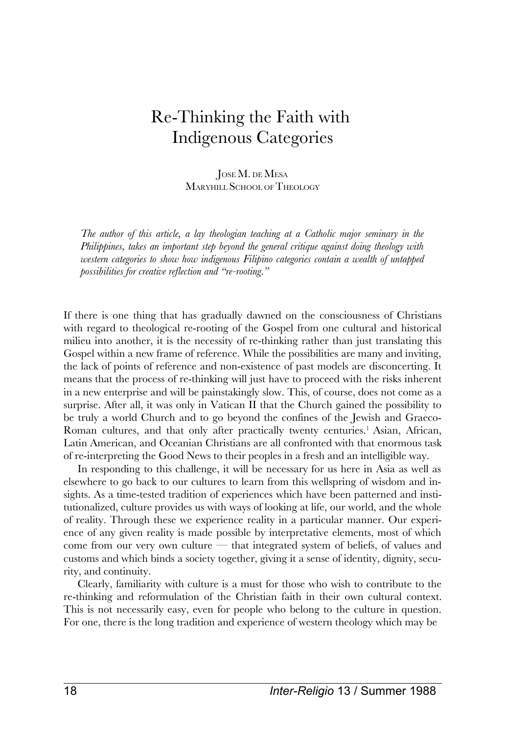# Re-Thinking the Faith with Indigenous Categories

JOSE M. DE MESA
MARYHILL SCHOOL OF THEOLOGY

*The author of this article, a lay theologian teaching at a Catholic major seminary in the Philippines, takes an important step beyond the general critique against doing theology with western categories to show how indigenous Filipino categories contain a wealth of untapped possibilities for creative reflection and "re-rooting."*

If there is one thing that has gradually dawned on the consciousness of Christians with regard to theological re-rooting of the Gospel from one cultural and historical milieu into another, it is the necessity of re-thinking rather than just translating this Gospel within a new frame of reference. While the possibilities are many and inviting, the lack of points of reference and non-existence of past models are disconcerting. It means that the process of re-thinking will just have to proceed with the risks inherent in a new enterprise and will be painstakingly slow. This, of course, does not come as a surprise. After all, it was only in Vatican II that the Church gained the possibility to be truly a world Church and to go beyond the confines of the Jewish and Graeco-Roman cultures, and that only after practically twenty centuries.[1] Asian, African, Latin American, and Oceanian Christians are all confronted with that enormous task of re-interpreting the Good News to their peoples in a fresh and an intelligible way.

In responding to this challenge, it will be necessary for us here in Asia as well as elsewhere to go back to our cultures to learn from this wellspring of wisdom and insights. As a time-tested tradition of experiences which have been patterned and institutionalized, culture provides us with ways of looking at life, our world, and the whole of reality. Through these we experience reality in a particular manner. Our experience of any given reality is made possible by interpretative elements, most of which come from our very own culture — that integrated system of beliefs, of values and customs and which binds a society together, giving it a sense of identity, dignity, security, and continuity.

Clearly, familiarity with culture is a must for those who wish to contribute to the re-thinking and reformulation of the Christian faith in their own cultural context. This is not necessarily easy, even for people who belong to the culture in question. For one, there is the long tradition and experience of western theology which may be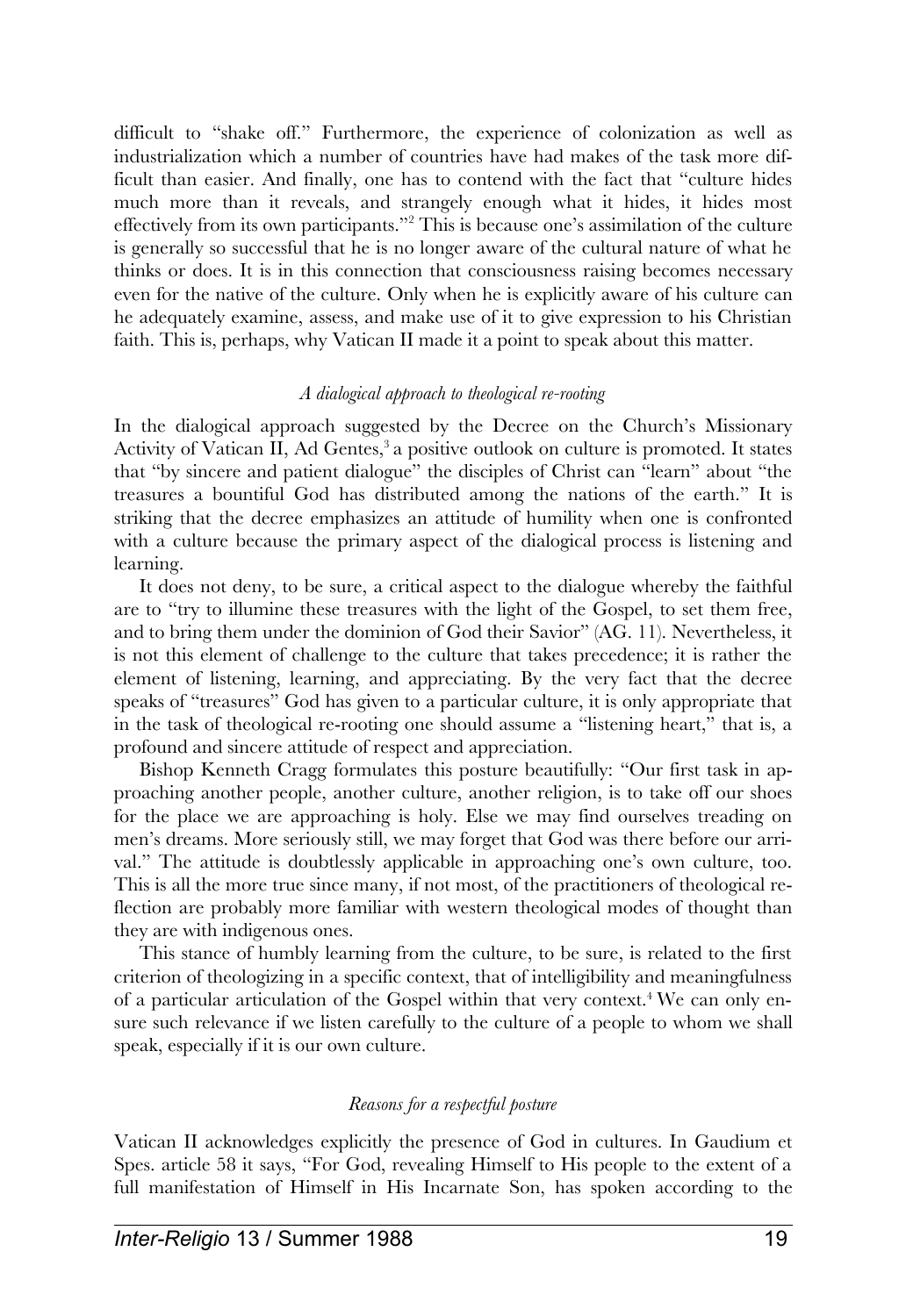difficult to "shake off." Furthermore, the experience of colonization as well as industrialization which a number of countries have had makes of the task more difficult than easier. And finally, one has to contend with the fact that "culture hides much more than it reveals, and strangely enough what it hides, it hides most effectively from its own participants."[2] This is because one's assimilation of the culture is generally so successful that he is no longer aware of the cultural nature of what he thinks or does. It is in this connection that consciousness raising becomes necessary even for the native of the culture. Only when he is explicitly aware of his culture can he adequately examine, assess, and make use of it to give expression to his Christian faith. This is, perhaps, why Vatican II made it a point to speak about this matter.

### *A dialogical approach to theological re-rooting*

In the dialogical approach suggested by the Decree on the Church's Missionary Activity of Vatican II, Ad Gentes,[3] a positive outlook on culture is promoted. It states that "by sincere and patient dialogue" the disciples of Christ can "learn" about "the treasures a bountiful God has distributed among the nations of the earth." It is striking that the decree emphasizes an attitude of humility when one is confronted with a culture because the primary aspect of the dialogical process is listening and learning.

It does not deny, to be sure, a critical aspect to the dialogue whereby the faithful are to "try to illumine these treasures with the light of the Gospel, to set them free, and to bring them under the dominion of God their Savior" (AG. 11). Nevertheless, it is not this element of challenge to the culture that takes precedence; it is rather the element of listening, learning, and appreciating. By the very fact that the decree speaks of "treasures" God has given to a particular culture, it is only appropriate that in the task of theological re-rooting one should assume a "listening heart," that is, a profound and sincere attitude of respect and appreciation.

Bishop Kenneth Cragg formulates this posture beautifully: "Our first task in approaching another people, another culture, another religion, is to take off our shoes for the place we are approaching is holy. Else we may find ourselves treading on men's dreams. More seriously still, we may forget that God was there before our arrival." The attitude is doubtlessly applicable in approaching one's own culture, too. This is all the more true since many, if not most, of the practitioners of theological reflection are probably more familiar with western theological modes of thought than they are with indigenous ones.

This stance of humbly learning from the culture, to be sure, is related to the first criterion of theologizing in a specific context, that of intelligibility and meaningfulness of a particular articulation of the Gospel within that very context.[4] We can only ensure such relevance if we listen carefully to the culture of a people to whom we shall speak, especially if it is our own culture.

### *Reasons for a respectful posture*

Vatican II acknowledges explicitly the presence of God in cultures. In Gaudium et Spes. article 58 it says, "For God, revealing Himself to His people to the extent of a full manifestation of Himself in His Incarnate Son, has spoken according to the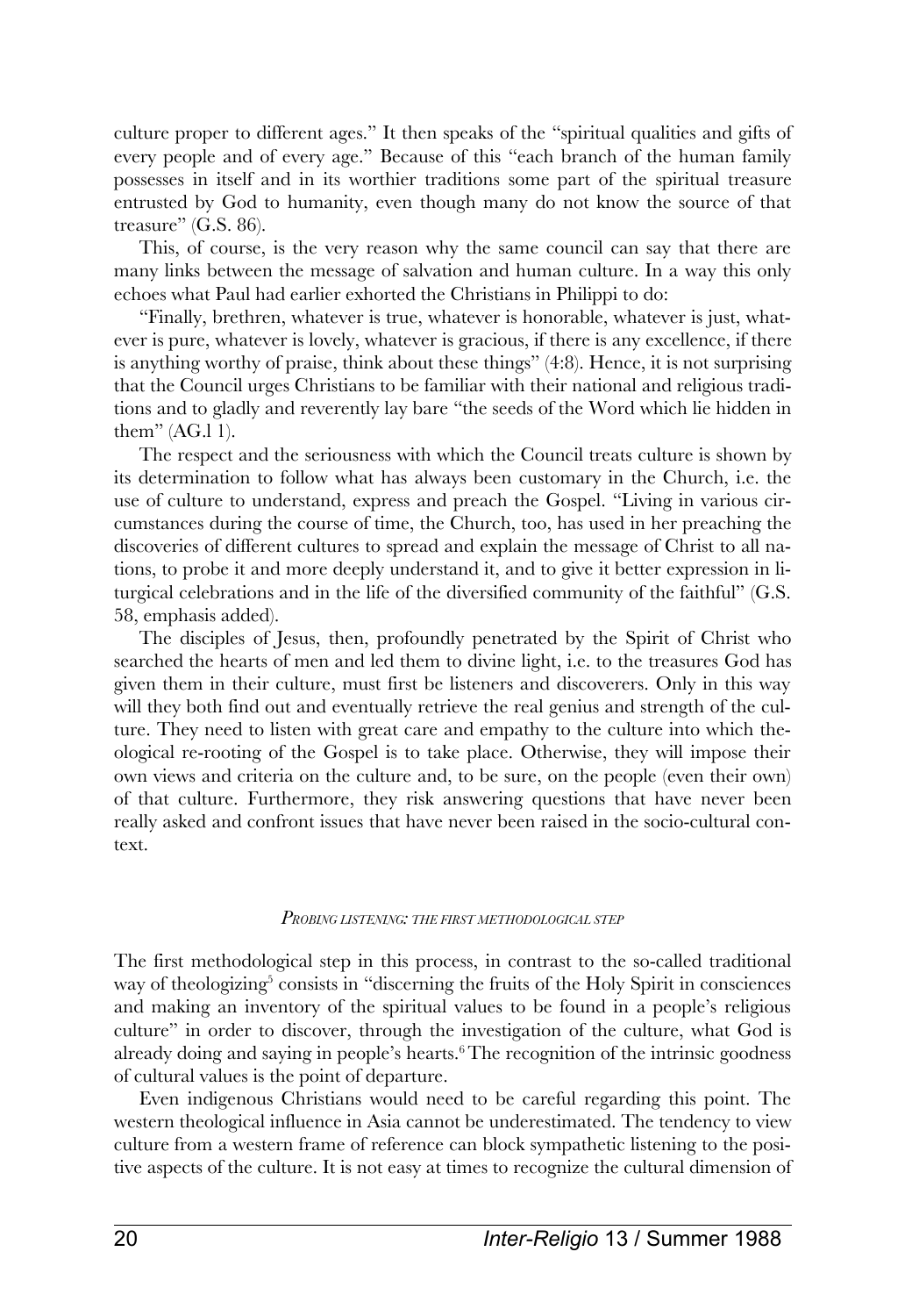culture proper to different ages." It then speaks of the "spiritual qualities and gifts of every people and of every age." Because of this "each branch of the human family possesses in itself and in its worthier traditions some part of the spiritual treasure entrusted by God to humanity, even though many do not know the source of that treasure" (G.S. 86).

This, of course, is the very reason why the same council can say that there are many links between the message of salvation and human culture. In a way this only echoes what Paul had earlier exhorted the Christians in Philippi to do:

"Finally, brethren, whatever is true, whatever is honorable, whatever is just, whatever is pure, whatever is lovely, whatever is gracious, if there is any excellence, if there is anything worthy of praise, think about these things" (4:8). Hence, it is not surprising that the Council urges Christians to be familiar with their national and religious traditions and to gladly and reverently lay bare "the seeds of the Word which lie hidden in them" (AG.l 1).

The respect and the seriousness with which the Council treats culture is shown by its determination to follow what has always been customary in the Church, i.e. the use of culture to understand, express and preach the Gospel. "Living in various circumstances during the course of time, the Church, too, has used in her preaching the discoveries of different cultures to spread and explain the message of Christ to all nations, to probe it and more deeply understand it, and to give it better expression in liturgical celebrations and in the life of the diversified community of the faithful" (G.S. 58, emphasis added).

The disciples of Jesus, then, profoundly penetrated by the Spirit of Christ who searched the hearts of men and led them to divine light, i.e. to the treasures God has given them in their culture, must first be listeners and discoverers. Only in this way will they both find out and eventually retrieve the real genius and strength of the culture. They need to listen with great care and empathy to the culture into which theological re-rooting of the Gospel is to take place. Otherwise, they will impose their own views and criteria on the culture and, to be sure, on the people (even their own) of that culture. Furthermore, they risk answering questions that have never been really asked and confront issues that have never been raised in the socio-cultural context.

### *Probing listening: the first methodological step*

The first methodological step in this process, in contrast to the so-called traditional way of theologizing[5] consists in "discerning the fruits of the Holy Spirit in consciences and making an inventory of the spiritual values to be found in a people's religious culture" in order to discover, through the investigation of the culture, what God is already doing and saying in people's hearts.[6] The recognition of the intrinsic goodness of cultural values is the point of departure.

Even indigenous Christians would need to be careful regarding this point. The western theological influence in Asia cannot be underestimated. The tendency to view culture from a western frame of reference can block sympathetic listening to the positive aspects of the culture. It is not easy at times to recognize the cultural dimension of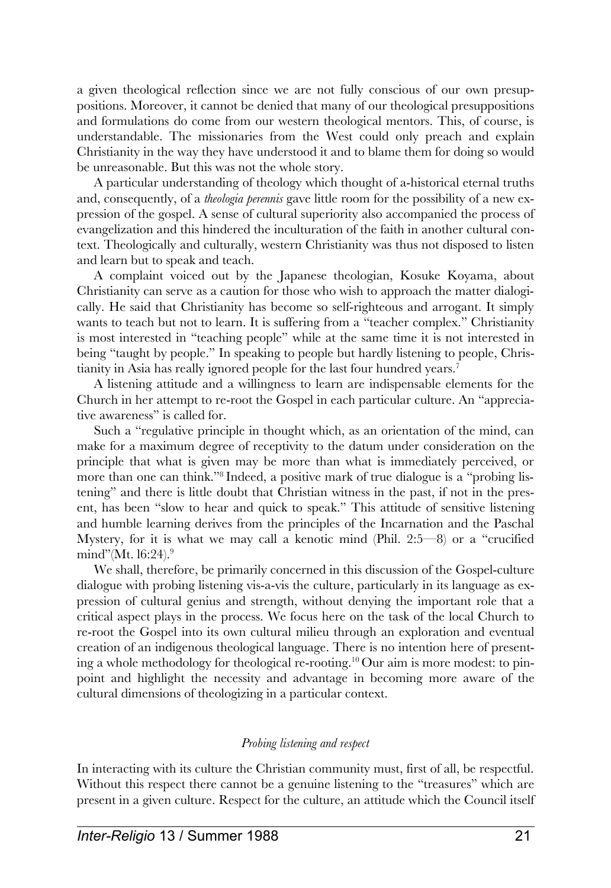a given theological reflection since we are not fully conscious of our own presuppositions. Moreover, it cannot be denied that many of our theological presuppositions and formulations do come from our western theological mentors. This, of course, is understandable. The missionaries from the West could only preach and explain Christianity in the way they have understood it and to blame them for doing so would be unreasonable. But this was not the whole story.

A particular understanding of theology which thought of a-historical eternal truths and, consequently, of a *theologia perennis* gave little room for the possibility of a new expression of the gospel. A sense of cultural superiority also accompanied the process of evangelization and this hindered the inculturation of the faith in another cultural context. Theologically and culturally, western Christianity was thus not disposed to listen and learn but to speak and teach.

A complaint voiced out by the Japanese theologian, Kosuke Koyama, about Christianity can serve as a caution for those who wish to approach the matter dialogically. He said that Christianity has become so self-righteous and arrogant. It simply wants to teach but not to learn. It is suffering from a "teacher complex." Christianity is most interested in "teaching people" while at the same time it is not interested in being "taught by people." In speaking to people but hardly listening to people, Christianity in Asia has really ignored people for the last four hundred years.[7]

A listening attitude and a willingness to learn are indispensable elements for the Church in her attempt to re-root the Gospel in each particular culture. An "appreciative awareness" is called for.

Such a "regulative principle in thought which, as an orientation of the mind, can make for a maximum degree of receptivity to the datum under consideration on the principle that what is given may be more than what is immediately perceived, or more than one can think."[8] Indeed, a positive mark of true dialogue is a "probing listening" and there is little doubt that Christian witness in the past, if not in the present, has been "slow to hear and quick to speak." This attitude of sensitive listening and humble learning derives from the principles of the Incarnation and the Paschal Mystery, for it is what we may call a kenotic mind (Phil. 2:5—8) or a "crucified mind"(Mt. l6:24).[9]

We shall, therefore, be primarily concerned in this discussion of the Gospel-culture dialogue with probing listening vis-a-vis the culture, particularly in its language as expression of cultural genius and strength, without denying the important role that a critical aspect plays in the process. We focus here on the task of the local Church to re-root the Gospel into its own cultural milieu through an exploration and eventual creation of an indigenous theological language. There is no intention here of presenting a whole methodology for theological re-rooting.[10] Our aim is more modest: to pinpoint and highlight the necessity and advantage in becoming more aware of the cultural dimensions of theologizing in a particular context.

### *Probing listening and respect*

In interacting with its culture the Christian community must, first of all, be respectful. Without this respect there cannot be a genuine listening to the "treasures" which are present in a given culture. Respect for the culture, an attitude which the Council itself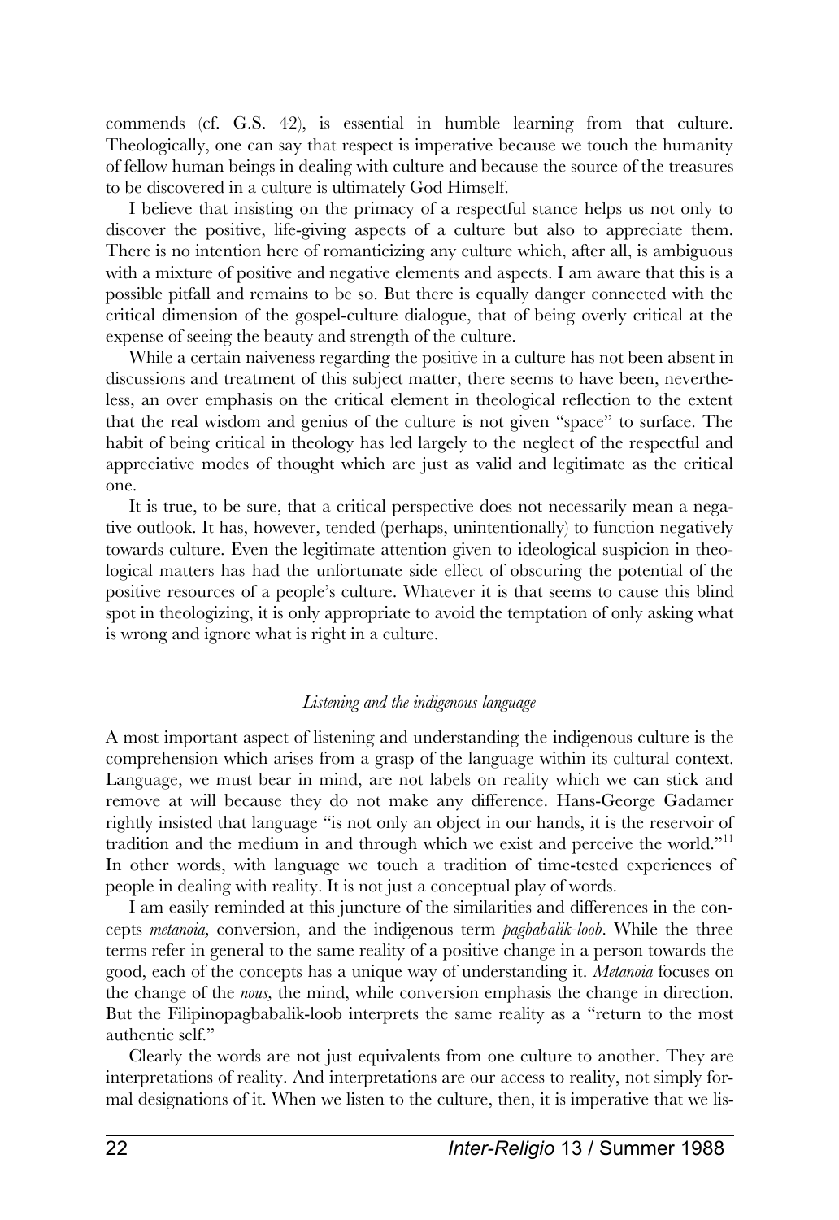commends (cf. G.S. 42), is essential in humble learning from that culture. Theologically, one can say that respect is imperative because we touch the humanity of fellow human beings in dealing with culture and because the source of the treasures to be discovered in a culture is ultimately God Himself.

I believe that insisting on the primacy of a respectful stance helps us not only to discover the positive, life-giving aspects of a culture but also to appreciate them. There is no intention here of romanticizing any culture which, after all, is ambiguous with a mixture of positive and negative elements and aspects. I am aware that this is a possible pitfall and remains to be so. But there is equally danger connected with the critical dimension of the gospel-culture dialogue, that of being overly critical at the expense of seeing the beauty and strength of the culture.

While a certain naiveness regarding the positive in a culture has not been absent in discussions and treatment of this subject matter, there seems to have been, nevertheless, an over emphasis on the critical element in theological reflection to the extent that the real wisdom and genius of the culture is not given "space" to surface. The habit of being critical in theology has led largely to the neglect of the respectful and appreciative modes of thought which are just as valid and legitimate as the critical one.

It is true, to be sure, that a critical perspective does not necessarily mean a negative outlook. It has, however, tended (perhaps, unintentionally) to function negatively towards culture. Even the legitimate attention given to ideological suspicion in theological matters has had the unfortunate side effect of obscuring the potential of the positive resources of a people's culture. Whatever it is that seems to cause this blind spot in theologizing, it is only appropriate to avoid the temptation of only asking what is wrong and ignore what is right in a culture.

### *Listening and the indigenous language*

A most important aspect of listening and understanding the indigenous culture is the comprehension which arises from a grasp of the language within its cultural context. Language, we must bear in mind, are not labels on reality which we can stick and remove at will because they do not make any difference. Hans-George Gadamer rightly insisted that language "is not only an object in our hands, it is the reservoir of tradition and the medium in and through which we exist and perceive the world."[11] In other words, with language we touch a tradition of time-tested experiences of people in dealing with reality. It is not just a conceptual play of words.

I am easily reminded at this juncture of the similarities and differences in the concepts *metanoia,* conversion, and the indigenous term *pagbabalik-loob*. While the three terms refer in general to the same reality of a positive change in a person towards the good, each of the concepts has a unique way of understanding it. *Metanoia* focuses on the change of the *nous,* the mind, while conversion emphasis the change in direction. But the Filipinopagbabalik-loob interprets the same reality as a "return to the most authentic self."

Clearly the words are not just equivalents from one culture to another. They are interpretations of reality. And interpretations are our access to reality, not simply formal designations of it. When we listen to the culture, then, it is imperative that we lis-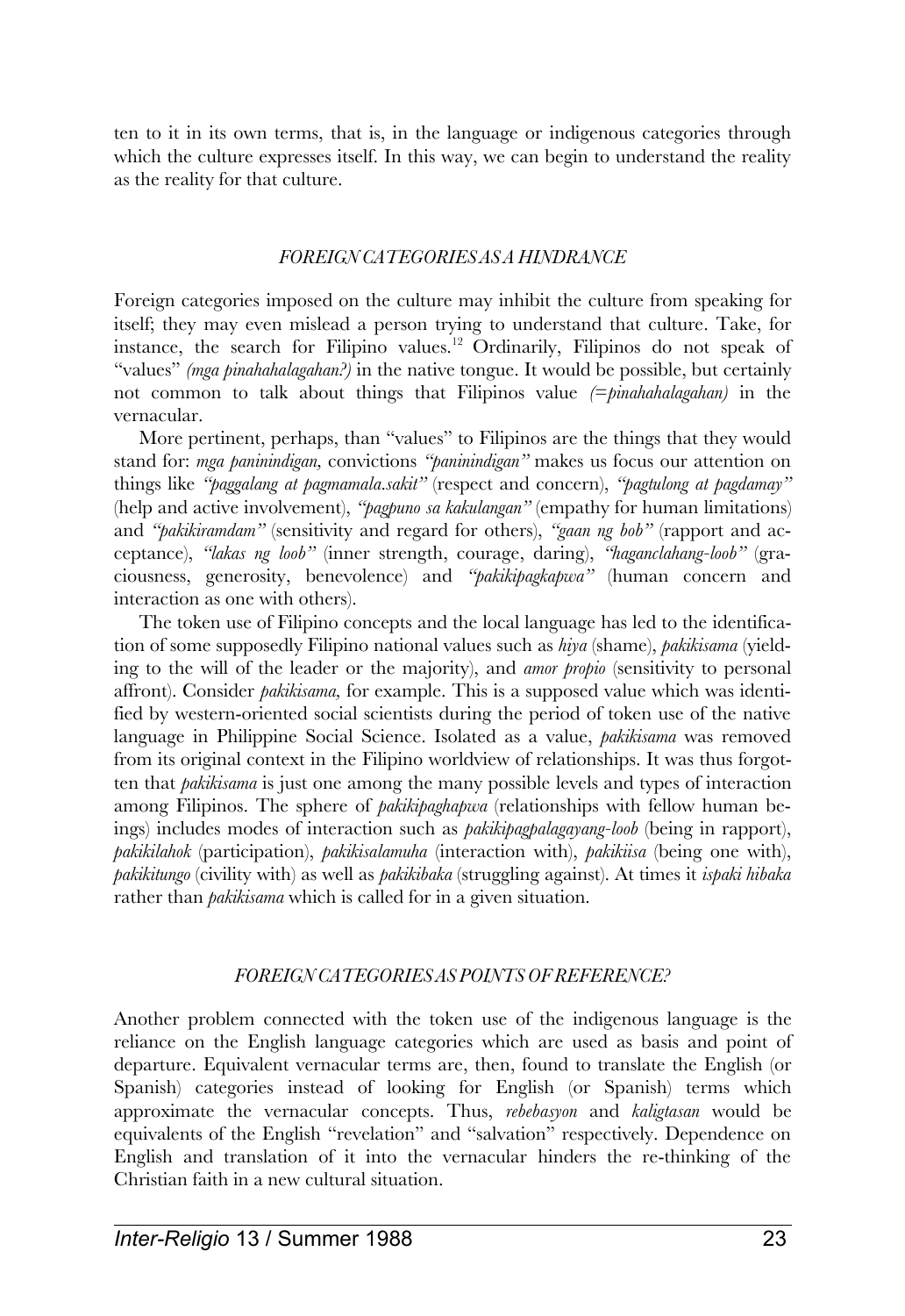ten to it in its own terms, that is, in the language or indigenous categories through which the culture expresses itself. In this way, we can begin to understand the reality as the reality for that culture.

### *FOREIGN CATEGORIES AS A HINDRANCE*

Foreign categories imposed on the culture may inhibit the culture from speaking for itself; they may even mislead a person trying to understand that culture. Take, for instance, the search for Filipino values.[12] Ordinarily, Filipinos do not speak of "values" *(mga pinahahalagahan?)* in the native tongue. It would be possible, but certainly not common to talk about things that Filipinos value *(=pinahahalagahan)* in the vernacular.

More pertinent, perhaps, than "values" to Filipinos are the things that they would stand for: *mga paninindigan,* convictions *"paninindigan"* makes us focus our attention on things like *"paggalang at pagmamala.sakit"* (respect and concern), *"pagtulong at pagdamay"* (help and active involvement), *"pagpuno sa kakulangan"* (empathy for human limitations) and *"pakikiramdam"* (sensitivity and regard for others), *"gaan ng bob"* (rapport and acceptance), *"lakas ng loob"* (inner strength, courage, daring), *"haganclahang-loob"* (graciousness, generosity, benevolence) and *"pakikipagkapwa"* (human concern and interaction as one with others).

The token use of Filipino concepts and the local language has led to the identification of some supposedly Filipino national values such as *hiya* (shame), *pakikisama* (yielding to the will of the leader or the majority), and *amor propio* (sensitivity to personal affront). Consider *pakikisama,* for example. This is a supposed value which was identified by western-oriented social scientists during the period of token use of the native language in Philippine Social Science. Isolated as a value, *pakikisama* was removed from its original context in the Filipino worldview of relationships. It was thus forgotten that *pakikisama* is just one among the many possible levels and types of interaction among Filipinos. The sphere of *pakikipaghapwa* (relationships with fellow human beings) includes modes of interaction such as *pakikipagpalagayang-loob* (being in rapport), *pakikilahok* (participation), *pakikisalamuha* (interaction with), *pakikiisa* (being one with), *pakikitungo* (civility with) as well as *pakikibaka* (struggling against). At times it *ispaki hibaka* rather than *pakikisama* which is called for in a given situation.

### *FOREIGN CATEGORIES AS POINTS OF REFERENCE?*

Another problem connected with the token use of the indigenous language is the reliance on the English language categories which are used as basis and point of departure. Equivalent vernacular terms are, then, found to translate the English (or Spanish) categories instead of looking for English (or Spanish) terms which approximate the vernacular concepts. Thus, *rebebasyon* and *kaligtasan* would be equivalents of the English "revelation" and "salvation" respectively. Dependence on English and translation of it into the vernacular hinders the re-thinking of the Christian faith in a new cultural situation.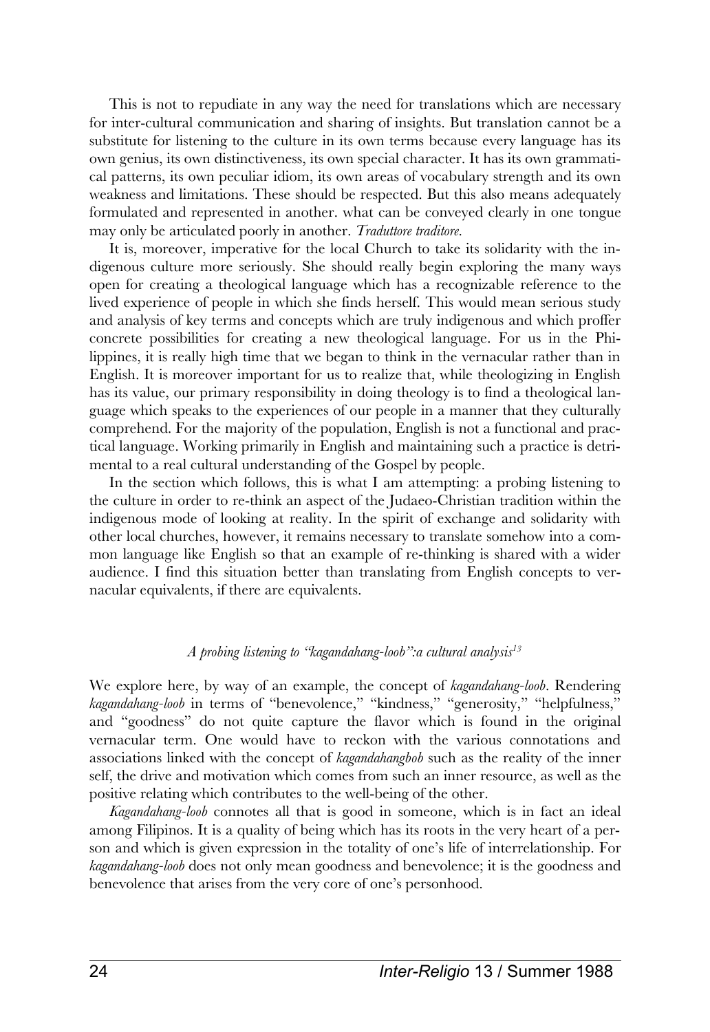This is not to repudiate in any way the need for translations which are necessary for inter-cultural communication and sharing of insights. But translation cannot be a substitute for listening to the culture in its own terms because every language has its own genius, its own distinctiveness, its own special character. It has its own grammatical patterns, its own peculiar idiom, its own areas of vocabulary strength and its own weakness and limitations. These should be respected. But this also means adequately formulated and represented in another. what can be conveyed clearly in one tongue may only be articulated poorly in another. *Traduttore traditore.*

It is, moreover, imperative for the local Church to take its solidarity with the indigenous culture more seriously. She should really begin exploring the many ways open for creating a theological language which has a recognizable reference to the lived experience of people in which she finds herself. This would mean serious study and analysis of key terms and concepts which are truly indigenous and which proffer concrete possibilities for creating a new theological language. For us in the Philippines, it is really high time that we began to think in the vernacular rather than in English. It is moreover important for us to realize that, while theologizing in English has its value, our primary responsibility in doing theology is to find a theological language which speaks to the experiences of our people in a manner that they culturally comprehend. For the majority of the population, English is not a functional and practical language. Working primarily in English and maintaining such a practice is detrimental to a real cultural understanding of the Gospel by people.

In the section which follows, this is what I am attempting: a probing listening to the culture in order to re-think an aspect of the Judaeo-Christian tradition within the indigenous mode of looking at reality. In the spirit of exchange and solidarity with other local churches, however, it remains necessary to translate somehow into a common language like English so that an example of re-thinking is shared with a wider audience. I find this situation better than translating from English concepts to vernacular equivalents, if there are equivalents.

### *A probing listening to "kagandahang-loob":a cultural analysis*[13]

We explore here, by way of an example, the concept of *kagandahang-loob*. Rendering *kagandahang-loob* in terms of "benevolence," "kindness," "generosity," "helpfulness," and "goodness" do not quite capture the flavor which is found in the original vernacular term. One would have to reckon with the various connotations and associations linked with the concept of *kagandahangbob* such as the reality of the inner self, the drive and motivation which comes from such an inner resource, as well as the positive relating which contributes to the well-being of the other.

*Kagandahang-loob* connotes all that is good in someone, which is in fact an ideal among Filipinos. It is a quality of being which has its roots in the very heart of a person and which is given expression in the totality of one's life of interrelationship. For *kagandahang-loob* does not only mean goodness and benevolence; it is the goodness and benevolence that arises from the very core of one's personhood.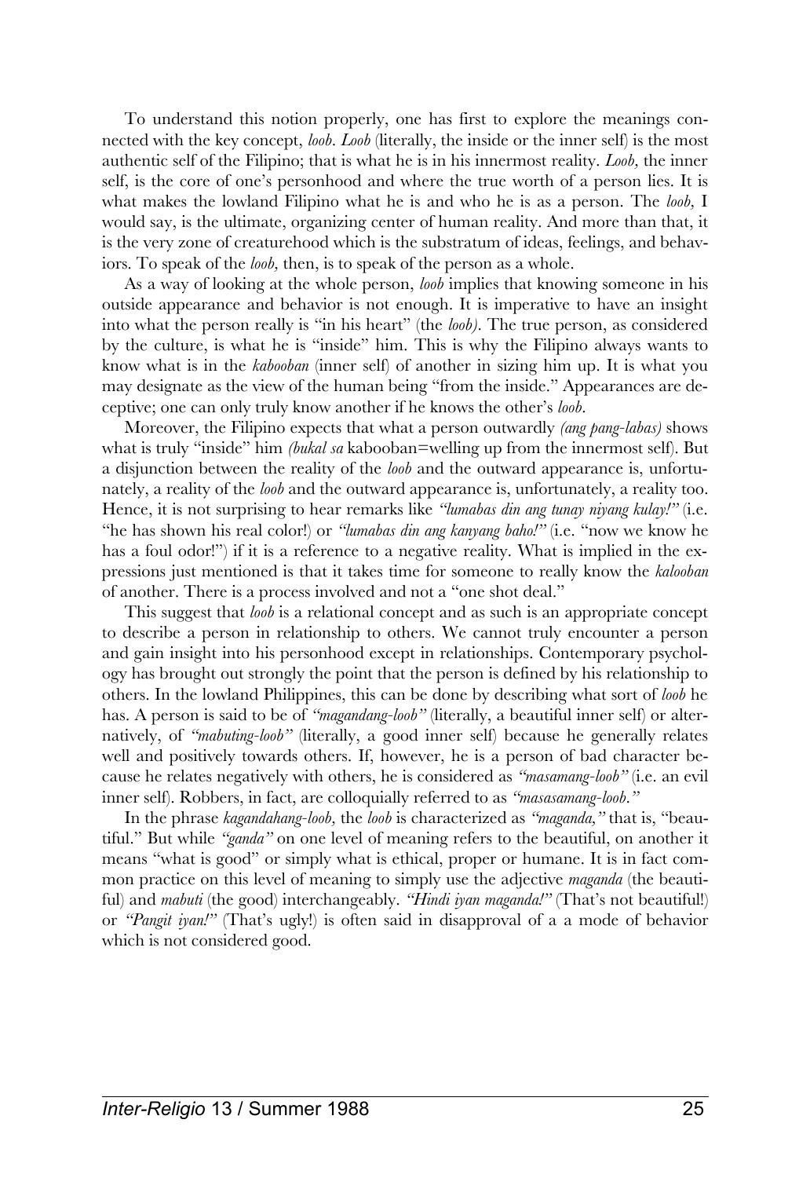To understand this notion properly, one has first to explore the meanings connected with the key concept, *loob*. *Loob* (literally, the inside or the inner self) is the most authentic self of the Filipino; that is what he is in his innermost reality. *Loob,* the inner self, is the core of one's personhood and where the true worth of a person lies. It is what makes the lowland Filipino what he is and who he is as a person. The *loob,* I would say, is the ultimate, organizing center of human reality. And more than that, it is the very zone of creaturehood which is the substratum of ideas, feelings, and behaviors. To speak of the *loob,* then, is to speak of the person as a whole.

As a way of looking at the whole person, *loob* implies that knowing someone in his outside appearance and behavior is not enough. It is imperative to have an insight into what the person really is "in his heart" (the *loob).* The true person, as considered by the culture, is what he is "inside" him. This is why the Filipino always wants to know what is in the *kabooban* (inner self) of another in sizing him up. It is what you may designate as the view of the human being "from the inside." Appearances are deceptive; one can only truly know another if he knows the other's *loob*.

Moreover, the Filipino expects that what a person outwardly *(ang pang-labas)* shows what is truly "inside" him *(bukal sa* kabooban=welling up from the innermost self). But a disjunction between the reality of the *loob* and the outward appearance is, unfortunately, a reality of the *loob* and the outward appearance is, unfortunately, a reality too. Hence, it is not surprising to hear remarks like *"lumabas din ang tunay niyang kulay!"* (i.e. "he has shown his real color!) or *"lumabas din ang kanyang baho!"* (i.e. "now we know he has a foul odor!") if it is a reference to a negative reality. What is implied in the expressions just mentioned is that it takes time for someone to really know the *kalooban* of another. There is a process involved and not a "one shot deal."

This suggest that *loob* is a relational concept and as such is an appropriate concept to describe a person in relationship to others. We cannot truly encounter a person and gain insight into his personhood except in relationships. Contemporary psychology has brought out strongly the point that the person is defined by his relationship to others. In the lowland Philippines, this can be done by describing what sort of *loob* he has. A person is said to be of *"magandang-loob"* (literally, a beautiful inner self) or alternatively, of *"mabuting-loob"* (literally, a good inner self) because he generally relates well and positively towards others. If, however, he is a person of bad character because he relates negatively with others, he is considered as *"masamang-loob"* (i.e. an evil inner self). Robbers, in fact, are colloquially referred to as *"masasamang-loob."*

In the phrase *kagandahang-loob,* the *loob* is characterized as *"maganda,"* that is, "beautiful." But while *"ganda"* on one level of meaning refers to the beautiful, on another it means "what is good" or simply what is ethical, proper or humane. It is in fact common practice on this level of meaning to simply use the adjective *maganda* (the beautiful) and *mabuti* (the good) interchangeably. *"Hindi iyan maganda!"* (That's not beautiful!) or *"Pangit iyan!"* (That's ugly!) is often said in disapproval of a a mode of behavior which is not considered good.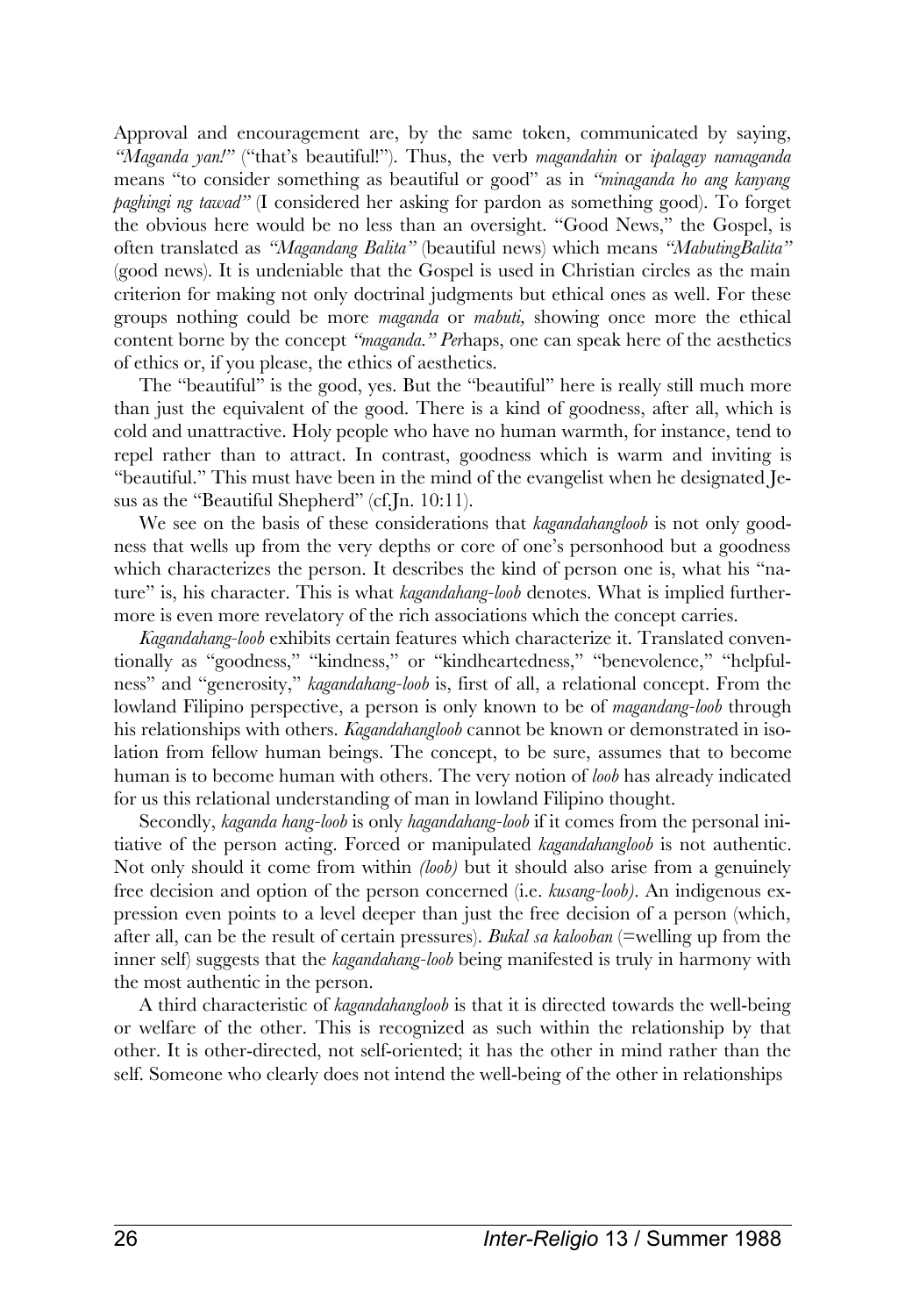Approval and encouragement are, by the same token, communicated by saying, *"Maganda yan!"* ("that's beautiful!"). Thus, the verb *magandahin* or *ipalagay namaganda* means "to consider something as beautiful or good" as in *"minaganda ho ang kanyang paghingi ng tawad"* (I considered her asking for pardon as something good). To forget the obvious here would be no less than an oversight. "Good News," the Gospel, is often translated as *"Magandang Balita"* (beautiful news) which means *"MabutingBalita"* (good news). It is undeniable that the Gospel is used in Christian circles as the main criterion for making not only doctrinal judgments but ethical ones as well. For these groups nothing could be more *maganda* or *mabuti,* showing once more the ethical content borne by the concept *"maganda." Per*haps, one can speak here of the aesthetics of ethics or, if you please, the ethics of aesthetics.

The "beautiful" is the good, yes. But the "beautiful" here is really still much more than just the equivalent of the good. There is a kind of goodness, after all, which is cold and unattractive. Holy people who have no human warmth, for instance, tend to repel rather than to attract. In contrast, goodness which is warm and inviting is "beautiful." This must have been in the mind of the evangelist when he designated Jesus as the "Beautiful Shepherd" (cf.Jn. 10:11).

We see on the basis of these considerations that *kagandahangloob* is not only goodness that wells up from the very depths or core of one's personhood but a goodness which characterizes the person. It describes the kind of person one is, what his "nature" is, his character. This is what *kagandahang-loob* denotes. What is implied furthermore is even more revelatory of the rich associations which the concept carries.

*Kagandahang-loob* exhibits certain features which characterize it. Translated conventionally as "goodness," "kindness," or "kindheartedness," "benevolence," "helpfulness" and "generosity," *kagandahang-loob* is, first of all, a relational concept. From the lowland Filipino perspective, a person is only known to be of *magandang-loob* through his relationships with others. *Kagandahangloob* cannot be known or demonstrated in isolation from fellow human beings. The concept, to be sure, assumes that to become human is to become human with others. The very notion of *loob* has already indicated for us this relational understanding of man in lowland Filipino thought.

Secondly, *kaganda hang-loob* is only *hagandahang-loob* if it comes from the personal initiative of the person acting. Forced or manipulated *kagandahangloob* is not authentic. Not only should it come from within *(loob)* but it should also arise from a genuinely free decision and option of the person concerned (i.e. *kusang-loob)*. An indigenous expression even points to a level deeper than just the free decision of a person (which, after all, can be the result of certain pressures). *Bukal sa kalooban* (=welling up from the inner self) suggests that the *kagandahang-loob* being manifested is truly in harmony with the most authentic in the person.

A third characteristic of *kagandahangloob* is that it is directed towards the well-being or welfare of the other. This is recognized as such within the relationship by that other. It is other-directed, not self-oriented; it has the other in mind rather than the self. Someone who clearly does not intend the well-being of the other in relationships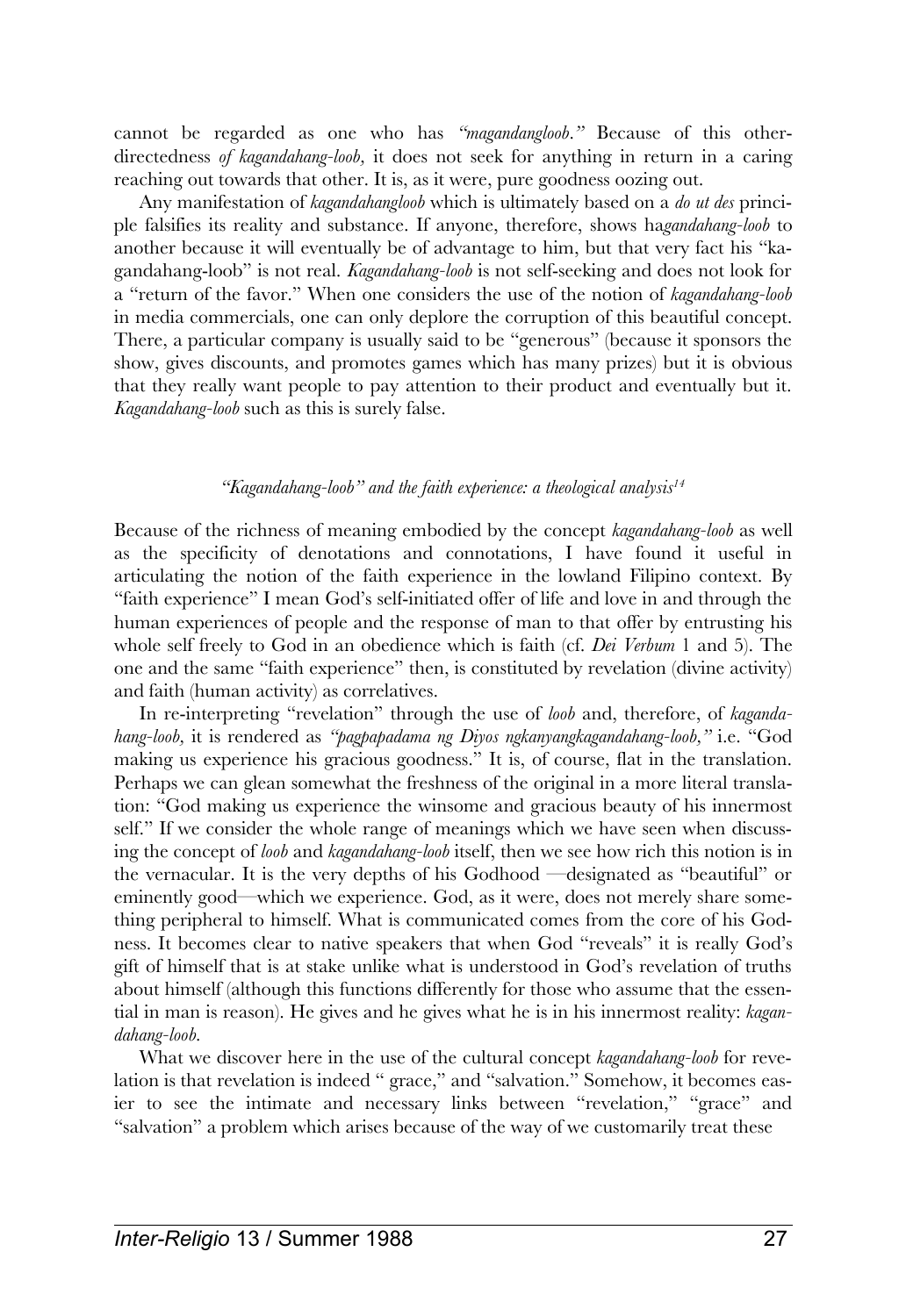cannot be regarded as one who has *"magandangloob."* Because of this other-directedness *of kagandahang-loob,* it does not seek for anything in return in a caring reaching out towards that other. It is, as it were, pure goodness oozing out.

Any manifestation of *kagandahangloob* which is ultimately based on a *do ut des* principle falsifies its reality and substance. If anyone, therefore, shows ha*gandahang-loob* to another because it will eventually be of advantage to him, but that very fact his "kagandahang-loob" is not real. *Kagandahang-loob* is not self-seeking and does not look for a "return of the favor." When one considers the use of the notion of *kagandahang-loob* in media commercials, one can only deplore the corruption of this beautiful concept. There, a particular company is usually said to be "generous" (because it sponsors the show, gives discounts, and promotes games which has many prizes) but it is obvious that they really want people to pay attention to their product and eventually but it. *Kagandahang-loob* such as this is surely false.

### *"Kagandahang-loob" and the faith experience: a theological analysis*[14]

Because of the richness of meaning embodied by the concept *kagandahang-loob* as well as the specificity of denotations and connotations, I have found it useful in articulating the notion of the faith experience in the lowland Filipino context. By "faith experience" I mean God's self-initiated offer of life and love in and through the human experiences of people and the response of man to that offer by entrusting his whole self freely to God in an obedience which is faith (cf. *Dei Verbum* 1 and 5). The one and the same "faith experience" then, is constituted by revelation (divine activity) and faith (human activity) as correlatives.

In re-interpreting "revelation" through the use of *loob* and, therefore, of *kagandahang-loob,* it is rendered as *"pagpapadama ng Diyos ngkanyangkagandahang-loob,"* i.e. "God making us experience his gracious goodness." It is, of course, flat in the translation. Perhaps we can glean somewhat the freshness of the original in a more literal translation: "God making us experience the winsome and gracious beauty of his innermost self." If we consider the whole range of meanings which we have seen when discussing the concept of *loob* and *kagandahang-loob* itself, then we see how rich this notion is in the vernacular. It is the very depths of his Godhood —designated as "beautiful" or eminently good—which we experience. God, as it were, does not merely share something peripheral to himself. What is communicated comes from the core of his Godness. It becomes clear to native speakers that when God "reveals" it is really God's gift of himself that is at stake unlike what is understood in God's revelation of truths about himself (although this functions differently for those who assume that the essential in man is reason). He gives and he gives what he is in his innermost reality: *kagandahang-loob.*

What we discover here in the use of the cultural concept *kagandahang-loob* for revelation is that revelation is indeed " grace," and "salvation." Somehow, it becomes easier to see the intimate and necessary links between "revelation," "grace" and "salvation" a problem which arises because of the way of we customarily treat these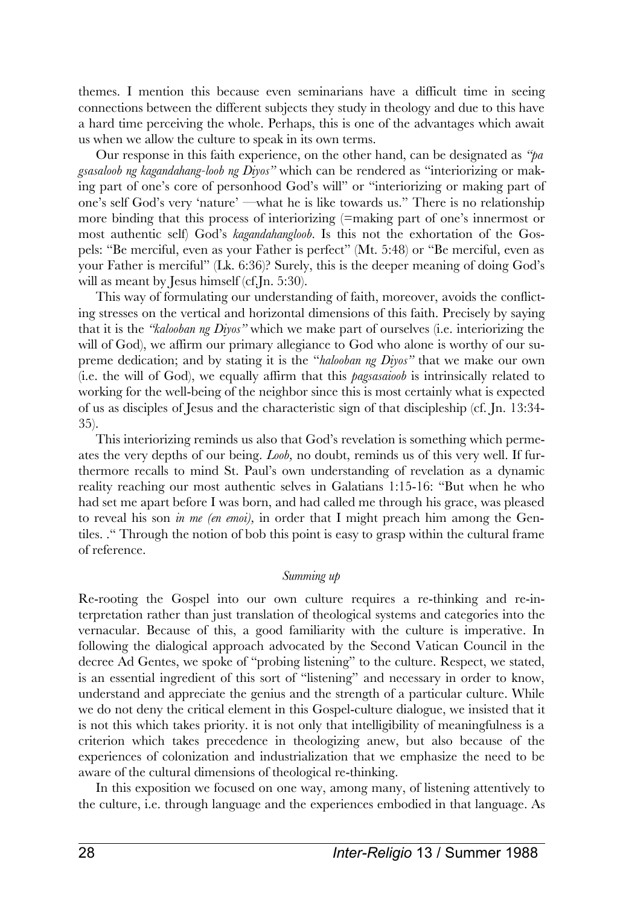themes. I mention this because even seminarians have a difficult time in seeing connections between the different subjects they study in theology and due to this have a hard time perceiving the whole. Perhaps, this is one of the advantages which await us when we allow the culture to speak in its own terms.

Our response in this faith experience, on the other hand, can be designated as *"pa gsasaloob ng kagandahang-loob ng Diyos"* which can be rendered as "interiorizing or making part of one's core of personhood God's will" or "interiorizing or making part of one's self God's very 'nature' —what he is like towards us." There is no relationship more binding that this process of interiorizing (=making part of one's innermost or most authentic self) God's *kagandahangloob*. Is this not the exhortation of the Gospels: "Be merciful, even as your Father is perfect" (Mt. 5:48) or "Be merciful, even as your Father is merciful" (Lk. 6:36)? Surely, this is the deeper meaning of doing God's will as meant by Jesus himself (cf.Jn. 5:30).

This way of formulating our understanding of faith, moreover, avoids the conflicting stresses on the vertical and horizontal dimensions of this faith. Precisely by saying that it is the *"kalooban ng Diyos"* which we make part of ourselves (i.e. interiorizing the will of God), we affirm our primary allegiance to God who alone is worthy of our supreme dedication; and by stating it is the "*halooban ng Diyos"* that we make our own (i.e. the will of God), we equally affirm that this *pagsasaioob* is intrinsically related to working for the well-being of the neighbor since this is most certainly what is expected of us as disciples of Jesus and the characteristic sign of that discipleship (cf. Jn. 13:34-35).

This interiorizing reminds us also that God's revelation is something which permeates the very depths of our being. *Loob,* no doubt, reminds us of this very well. If furthermore recalls to mind St. Paul's own understanding of revelation as a dynamic reality reaching our most authentic selves in Galatians 1:15-16: "But when he who had set me apart before I was born, and had called me through his grace, was pleased to reveal his son *in me (en emoi)*, in order that I might preach him among the Gentiles. ." Through the notion of bob this point is easy to grasp within the cultural frame of reference.

*Summing up*

Re-rooting the Gospel into our own culture requires a re-thinking and re-interpretation rather than just translation of theological systems and categories into the vernacular. Because of this, a good familiarity with the culture is imperative. In following the dialogical approach advocated by the Second Vatican Council in the decree Ad Gentes, we spoke of "probing listening" to the culture. Respect, we stated, is an essential ingredient of this sort of "listening" and necessary in order to know, understand and appreciate the genius and the strength of a particular culture. While we do not deny the critical element in this Gospel-culture dialogue, we insisted that it is not this which takes priority. it is not only that intelligibility of meaningfulness is a criterion which takes precedence in theologizing anew, but also because of the experiences of colonization and industrialization that we emphasize the need to be aware of the cultural dimensions of theological re-thinking.

In this exposition we focused on one way, among many, of listening attentively to the culture, i.e. through language and the experiences embodied in that language. As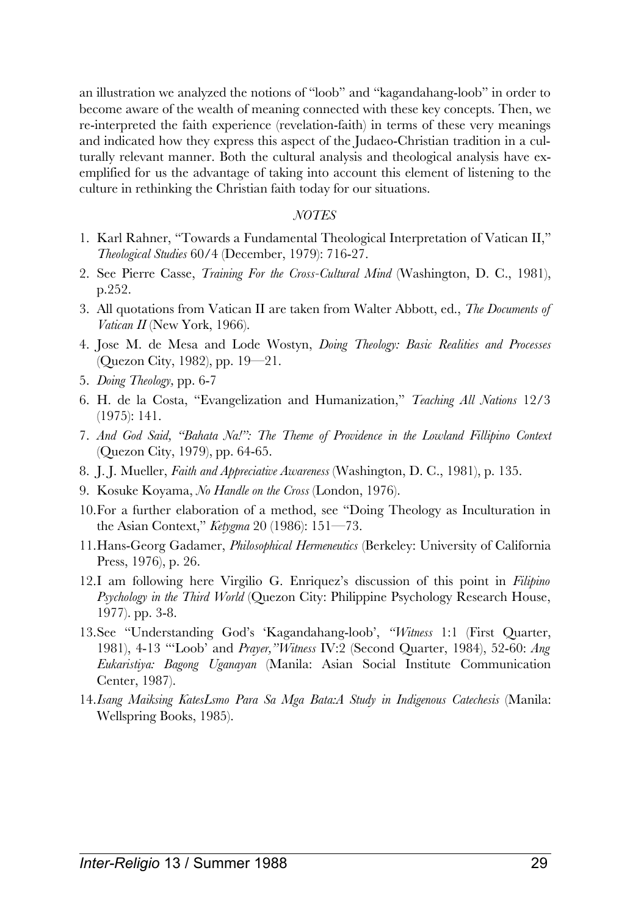an illustration we analyzed the notions of "loob" and "kagandahang-loob" in order to become aware of the wealth of meaning connected with these key concepts. Then, we re-interpreted the faith experience (revelation-faith) in terms of these very meanings and indicated how they express this aspect of the Judaeo-Christian tradition in a culturally relevant manner. Both the cultural analysis and theological analysis have exemplified for us the advantage of taking into account this element of listening to the culture in rethinking the Christian faith today for our situations.

*NOTES*

1. Karl Rahner, "Towards a Fundamental Theological Interpretation of Vatican II," *Theological Studies* 60/4 (December, 1979): 716-27.
2. See Pierre Casse, *Training For the Cross-Cultural Mind* (Washington, D. C., 1981), p.252.
3. All quotations from Vatican II are taken from Walter Abbott, ed., *The Documents of Vatican II* (New York, 1966).
4. Jose M. de Mesa and Lode Wostyn, *Doing Theology: Basic Realities and Processes* (Quezon City, 1982), pp. 19—21.
5. *Doing Theology,* pp. 6-7
6. H. de la Costa, "Evangelization and Humanization," *Teaching All Nations* 12/3 (1975): 141.
7. *And God Said, "Bahata Na!": The Theme of Providence in the Lowland Fillipino Context* (Quezon City, 1979), pp. 64-65.
8. J. J. Mueller, *Faith and Appreciative Awareness* (Washington, D. C., 1981), p. 135.
9. Kosuke Koyama, *No Handle on the Cross* (London, 1976).
10. For a further elaboration of a method, see "Doing Theology as Inculturation in the Asian Context," *Ketygma* 20 (1986): 151—73.
11. Hans-Georg Gadamer, *Philosophical Hermeneutics* (Berkeley: University of California Press, 1976), p. 26.
12. I am following here Virgilio G. Enriquez's discussion of this point in *Filipino Psychology in the Third World* (Quezon City: Philippine Psychology Research House, 1977). pp. 3-8.
13. See "Understanding God's 'Kagandahang-loob', "*Witness* 1:1 (First Quarter, 1981), 4-13 "'Loob' and *Prayer,"Witness* IV:2 (Second Quarter, 1984), 52-60: *Ang Eukaristiya: Bagong Uganayan* (Manila: Asian Social Institute Communication Center, 1987).
14. *Isang Maiksing KatesLsmo Para Sa Mga Bata:A Study in Indigenous Catechesis* (Manila: Wellspring Books, 1985).